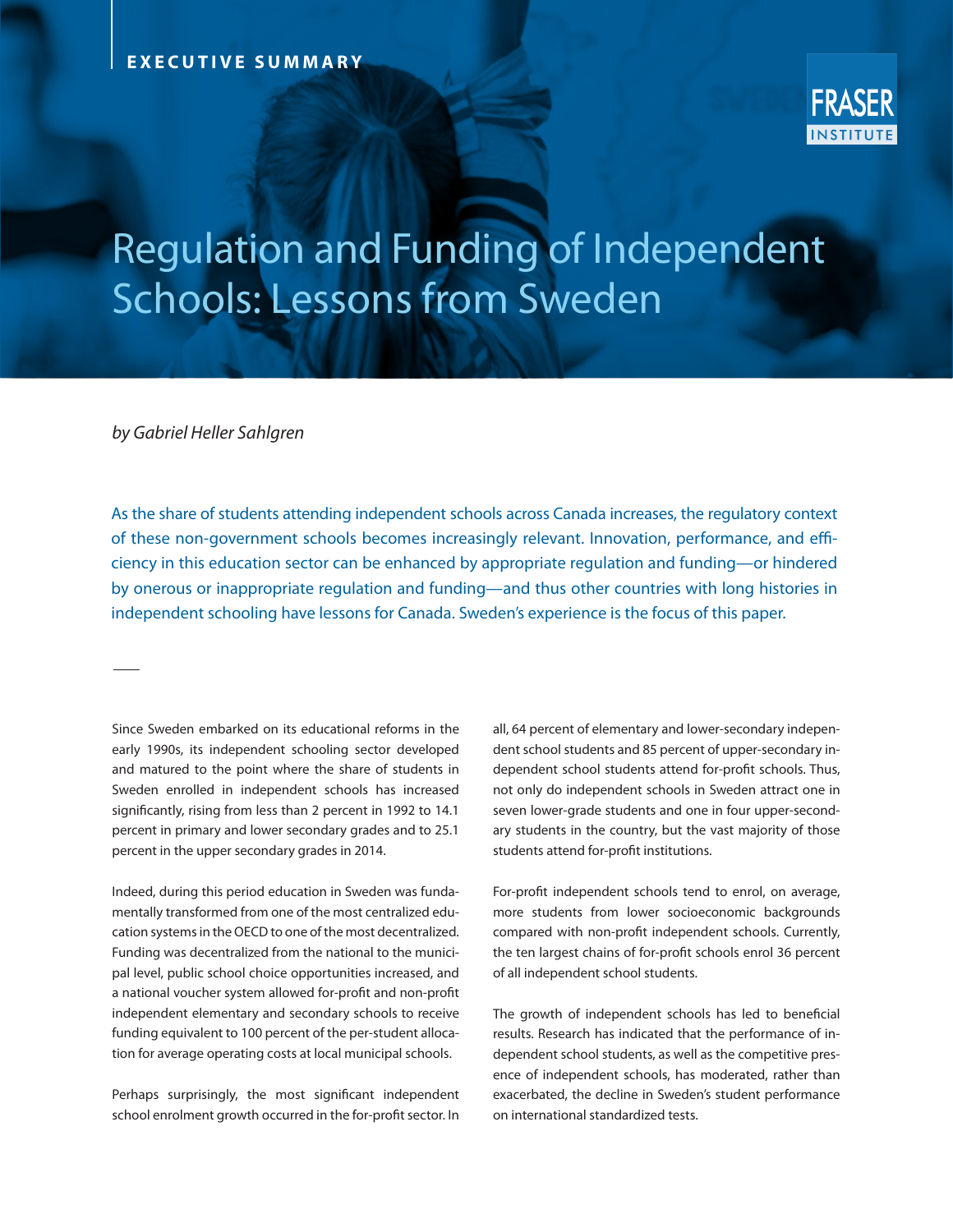EXECUTIVE SUMMARY

# Regulation and Funding of Independent Schools: Lessons from Sweden

*by Gabriel Heller Sahlgren*

As the share of students attending independent schools across Canada increases, the regulatory context of these non-government schools becomes increasingly relevant. Innovation, performance, and efficiency in this education sector can be enhanced by appropriate regulation and funding—or hindered by onerous or inappropriate regulation and funding—and thus other countries with long histories in independent schooling have lessons for Canada. Sweden's experience is the focus of this paper.

Since Sweden embarked on its educational reforms in the early 1990s, its independent schooling sector developed and matured to the point where the share of students in Sweden enrolled in independent schools has increased significantly, rising from less than 2 percent in 1992 to 14.1 percent in primary and lower secondary grades and to 25.1 percent in the upper secondary grades in 2014.

Indeed, during this period education in Sweden was fundamentally transformed from one of the most centralized education systems in the OECD to one of the most decentralized. Funding was decentralized from the national to the municipal level, public school choice opportunities increased, and a national voucher system allowed for-profit and non-profit independent elementary and secondary schools to receive funding equivalent to 100 percent of the per-student allocation for average operating costs at local municipal schools.

Perhaps surprisingly, the most significant independent school enrolment growth occurred in the for-profit sector. In all, 64 percent of elementary and lower-secondary independent school students and 85 percent of upper-secondary independent school students attend for-profit schools. Thus, not only do independent schools in Sweden attract one in seven lower-grade students and one in four upper-secondary students in the country, but the vast majority of those students attend for-profit institutions.

For-profit independent schools tend to enrol, on average, more students from lower socioeconomic backgrounds compared with non-profit independent schools. Currently, the ten largest chains of for-profit schools enrol 36 percent of all independent school students.

The growth of independent schools has led to beneficial results. Research has indicated that the performance of independent school students, as well as the competitive presence of independent schools, has moderated, rather than exacerbated, the decline in Sweden's student performance on international standardized tests.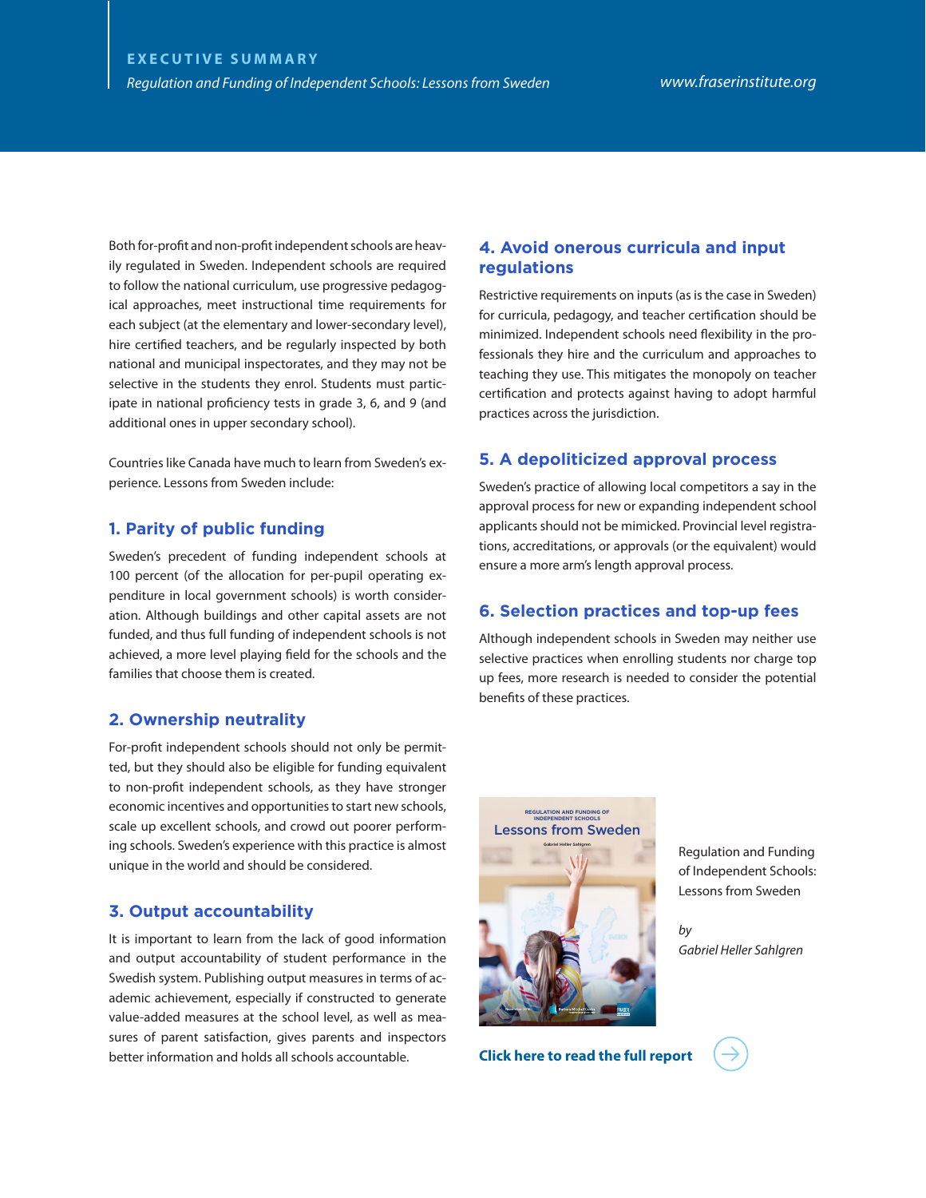Both for-profit and non-profit independent schools are heavily regulated in Sweden. Independent schools are required to follow the national curriculum, use progressive pedagogical approaches, meet instructional time requirements for each subject (at the elementary and lower-secondary level), hire certified teachers, and be regularly inspected by both national and municipal inspectorates, and they may not be selective in the students they enrol. Students must participate in national proficiency tests in grade 3, 6, and 9 (and additional ones in upper secondary school).

Countries like Canada have much to learn from Sweden's experience. Lessons from Sweden include:

## 1. Parity of public funding

Sweden's precedent of funding independent schools at 100 percent (of the allocation for per-pupil operating expenditure in local government schools) is worth consideration. Although buildings and other capital assets are not funded, and thus full funding of independent schools is not achieved, a more level playing field for the schools and the families that choose them is created.

## 2. Ownership neutrality

For-profit independent schools should not only be permitted, but they should also be eligible for funding equivalent to non-profit independent schools, as they have stronger economic incentives and opportunities to start new schools, scale up excellent schools, and crowd out poorer performing schools. Sweden's experience with this practice is almost unique in the world and should be considered.

## 3. Output accountability

It is important to learn from the lack of good information and output accountability of student performance in the Swedish system. Publishing output measures in terms of academic achievement, especially if constructed to generate value-added measures at the school level, as well as measures of parent satisfaction, gives parents and inspectors better information and holds all schools accountable.

## 4. Avoid onerous curricula and input regulations

Restrictive requirements on inputs (as is the case in Sweden) for curricula, pedagogy, and teacher certification should be minimized. Independent schools need flexibility in the professionals they hire and the curriculum and approaches to teaching they use. This mitigates the monopoly on teacher certification and protects against having to adopt harmful practices across the jurisdiction.

## 5. A depoliticized approval process

Sweden's practice of allowing local competitors a say in the approval process for new or expanding independent school applicants should not be mimicked. Provincial level registrations, accreditations, or approvals (or the equivalent) would ensure a more arm's length approval process.

## 6. Selection practices and top-up fees

Although independent schools in Sweden may neither use selective practices when enrolling students nor charge top up fees, more research is needed to consider the potential benefits of these practices.

Regulation and Funding of Independent Schools: Lessons from Sweden

*by*
*Gabriel Heller Sahlgren*

**Click here to read the full report**